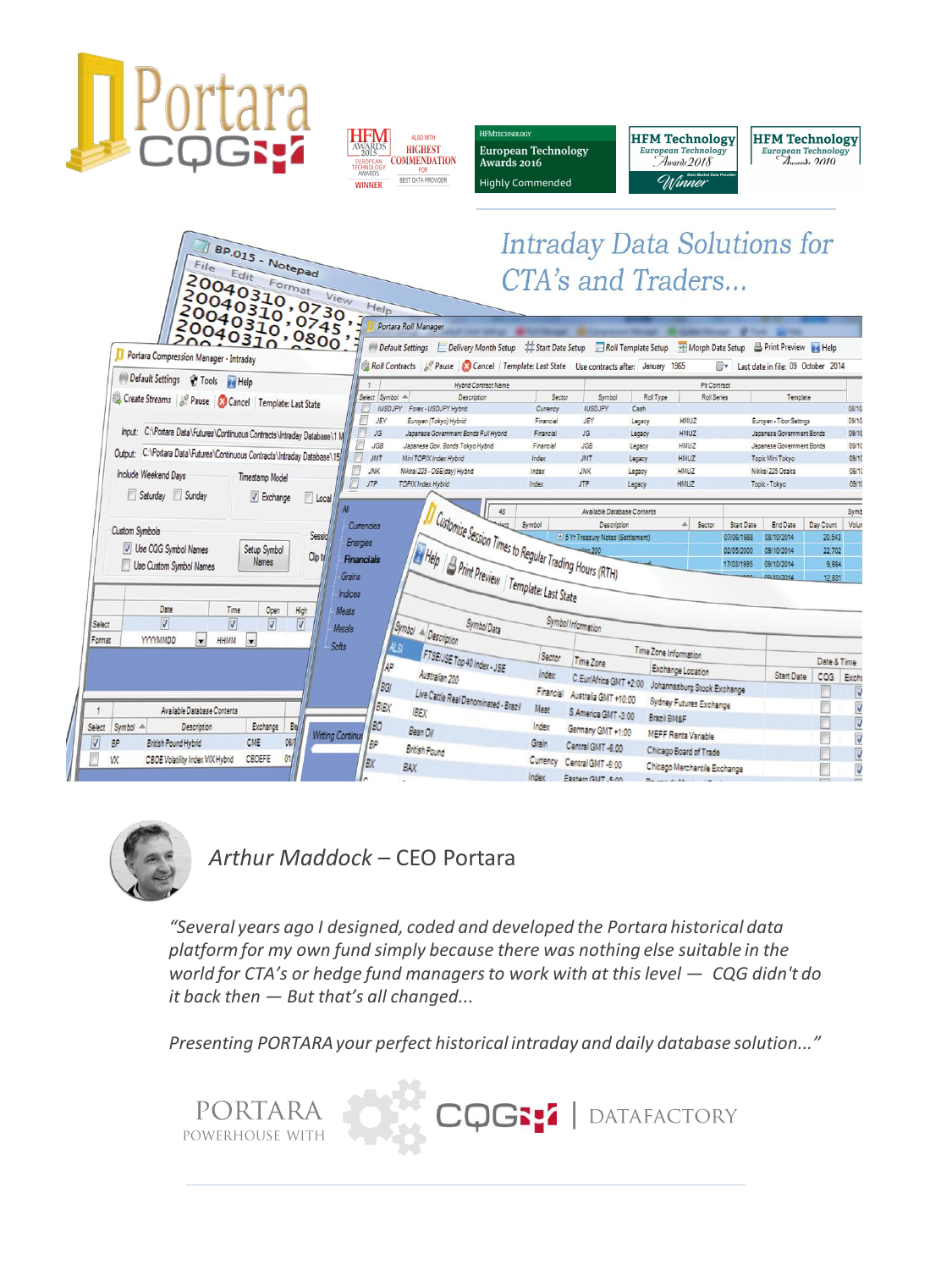# Intraday Data Solutions for CTA's and Traders...

**Arthur Maddock** – CEO Portara

*"Several years ago I designed, coded and developed the Portara historical data platform for my own fund simply because there was nothing else suitable in the world for CTA's or hedge fund managers to work with at this level — CQG didn't do it back then — But that's all changed...*

*Presenting PORTARA your perfect historical intraday and daily database solution..."*

PORTARA POWERHOUSE WITH CQG | DATAFACTORY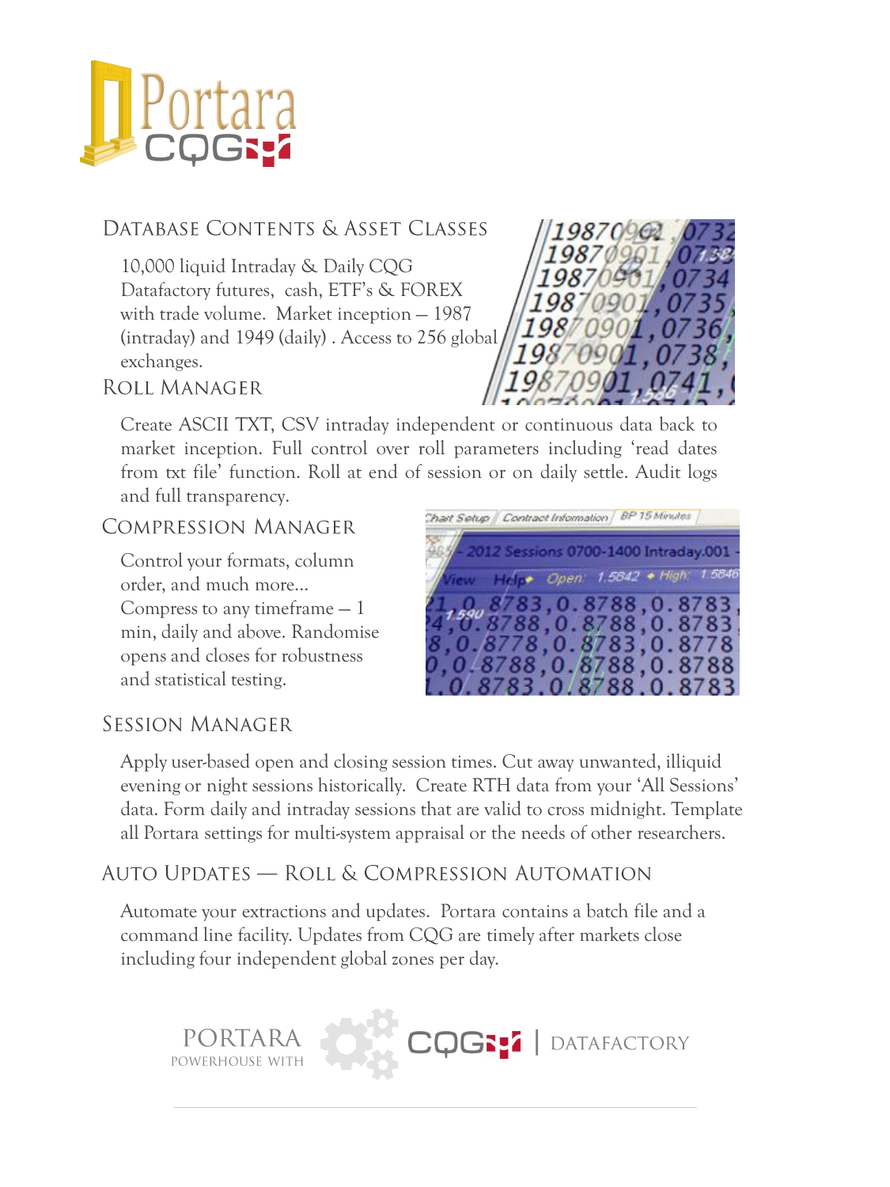## Database Contents & Asset Classes

10,000 liquid Intraday & Daily CQG Datafactory futures, cash, ETF's & FOREX with trade volume. Market inception – 1987 (intraday) and 1949 (daily) . Access to 256 global exchanges.

## Roll Manager

Create ASCII TXT, CSV intraday independent or continuous data back to market inception. Full control over roll parameters including 'read dates from txt file' function. Roll at end of session or on daily settle. Audit logs and full transparency.

## Compression Manager

Control your formats, column order, and much more... Compress to any timeframe – 1 min, daily and above. Randomise opens and closes for robustness and statistical testing.

## Session Manager

Apply user-based open and closing session times. Cut away unwanted, illiquid evening or night sessions historically. Create RTH data from your 'All Sessions' data. Form daily and intraday sessions that are valid to cross midnight. Template all Portara settings for multi-system appraisal or the needs of other researchers.

## Auto Updates — Roll & Compression Automation

Automate your extractions and updates. Portara contains a batch file and a command line facility. Updates from CQG are timely after markets close including four independent global zones per day.

PORTARA POWERHOUSE WITH CQG | DATAFACTORY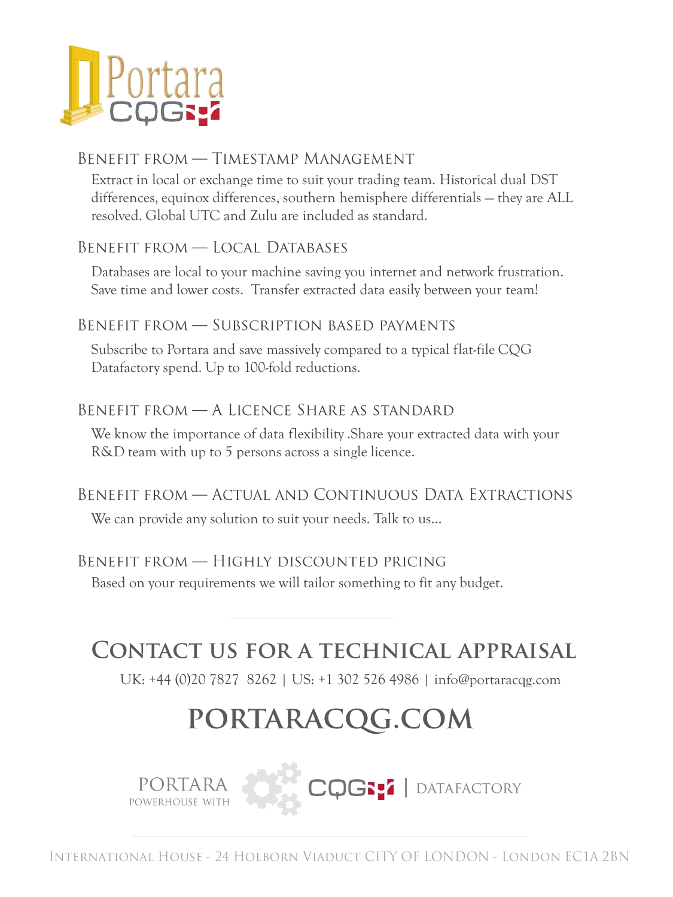Portara CQG

## Benefit from — Timestamp Management

Extract in local or exchange time to suit your trading team. Historical dual DST differences, equinox differences, southern hemisphere differentials – they are ALL resolved. Global UTC and Zulu are included as standard.

## Benefit from — Local Databases

Databases are local to your machine saving you internet and network frustration. Save time and lower costs. Transfer extracted data easily between your team!

## Benefit from — Subscription based payments

Subscribe to Portara and save massively compared to a typical flat-file CQG Datafactory spend. Up to 100-fold reductions.

## Benefit from — A Licence Share as standard

We know the importance of data flexibility .Share your extracted data with your R&D team with up to 5 persons across a single licence.

## Benefit from — Actual and Continuous Data Extractions

We can provide any solution to suit your needs. Talk to us...

## Benefit from — Highly discounted pricing

Based on your requirements we will tailor something to fit any budget.

---

# Contact us for a technical appraisal

UK: +44 (0)20 7827 8262 | US: +1 302 526 4986 | info@portaracqg.com

# PORTARACQG.COM

PORTARA POWERHOUSE WITH CQG | DATAFACTORY

International House - 24 Holborn Viaduct City of London - London EC1A 2BN